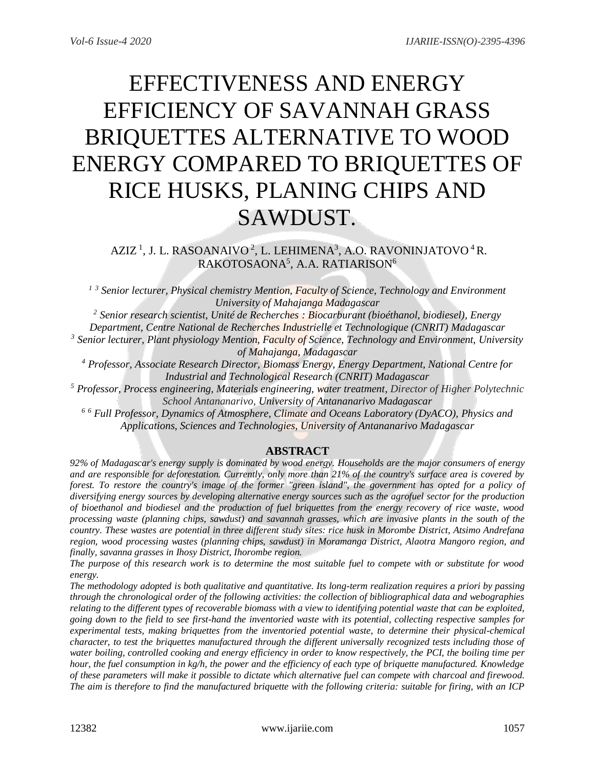# EFFECTIVENESS AND ENERGY EFFICIENCY OF SAVANNAH GRASS BRIQUETTES ALTERNATIVE TO WOOD ENERGY COMPARED TO BRIQUETTES OF RICE HUSKS, PLANING CHIPS AND SAWDUST.

AZIZ [1], J. L. RASOANAIVO [2], L. LEHIMENA[3], A.O. RAVONINJATOVO [4] R. RAKOTOSAONA[5], A.A. RATIARISON[6]

*[1 3] Senior lecturer, Physical chemistry Mention, Faculty of Science, Technology and Environment University of Mahajanga Madagascar*

*[2] Senior research scientist, Unité de Recherches : Biocarburant (bioéthanol, biodiesel), Energy Department, Centre National de Recherches Industrielle et Technologique (CNRIT) Madagascar*

*[3] Senior lecturer, Plant physiology Mention, Faculty of Science, Technology and Environment, University of Mahajanga, Madagascar*

*[4] Professor, Associate Research Director, Biomass Energy, Energy Department, National Centre for Industrial and Technological Research (CNRIT) Madagascar*

*[5] Professor, Process engineering, Materials engineering, water treatment, Director of Higher Polytechnic School Antananarivo, University of Antananarivo Madagascar*

*[6 6] Full Professor, Dynamics of Atmosphere, Climate and Oceans Laboratory (DyACO), Physics and Applications, Sciences and Technologies, University of Antananarivo Madagascar*

## ABSTRACT

*92% of Madagascar's energy supply is dominated by wood energy. Households are the major consumers of energy and are responsible for deforestation. Currently, only more than 21% of the country's surface area is covered by forest. To restore the country's image of the former "green island", the government has opted for a policy of diversifying energy sources by developing alternative energy sources such as the agrofuel sector for the production of bioethanol and biodiesel and the production of fuel briquettes from the energy recovery of rice waste, wood processing waste (planning chips, sawdust) and savannah grasses, which are invasive plants in the south of the country. These wastes are potential in three different study sites: rice husk in Morombe District, Atsimo Andrefana region, wood processing wastes (planning chips, sawdust) in Moramanga District, Alaotra Mangoro region, and finally, savanna grasses in Ihosy District, Ihorombe region.*

*The purpose of this research work is to determine the most suitable fuel to compete with or substitute for wood energy.*

*The methodology adopted is both qualitative and quantitative. Its long-term realization requires a priori by passing through the chronological order of the following activities: the collection of bibliographical data and webographies relating to the different types of recoverable biomass with a view to identifying potential waste that can be exploited, going down to the field to see first-hand the inventoried waste with its potential, collecting respective samples for experimental tests, making briquettes from the inventoried potential waste, to determine their physical-chemical character, to test the briquettes manufactured through the different universally recognized tests including those of water boiling, controlled cooking and energy efficiency in order to know respectively, the PCI, the boiling time per hour, the fuel consumption in kg/h, the power and the efficiency of each type of briquette manufactured. Knowledge of these parameters will make it possible to dictate which alternative fuel can compete with charcoal and firewood. The aim is therefore to find the manufactured briquette with the following criteria: suitable for firing, with an ICP*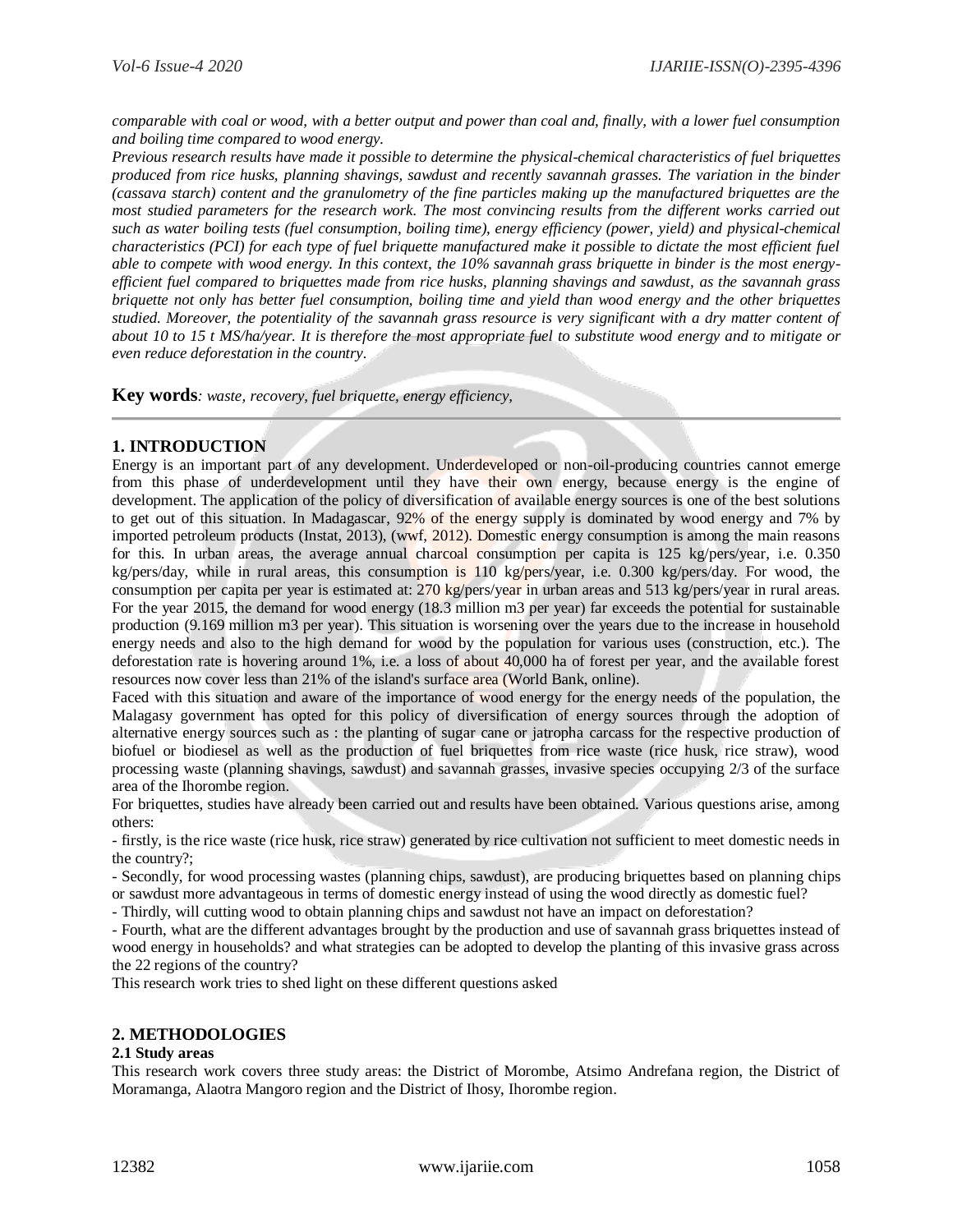*comparable with coal or wood, with a better output and power than coal and, finally, with a lower fuel consumption and boiling time compared to wood energy.*

*Previous research results have made it possible to determine the physical-chemical characteristics of fuel briquettes produced from rice husks, planning shavings, sawdust and recently savannah grasses. The variation in the binder (cassava starch) content and the granulometry of the fine particles making up the manufactured briquettes are the most studied parameters for the research work. The most convincing results from the different works carried out such as water boiling tests (fuel consumption, boiling time), energy efficiency (power, yield) and physical-chemical characteristics (PCI) for each type of fuel briquette manufactured make it possible to dictate the most efficient fuel able to compete with wood energy. In this context, the 10% savannah grass briquette in binder is the most energy-efficient fuel compared to briquettes made from rice husks, planning shavings and sawdust, as the savannah grass briquette not only has better fuel consumption, boiling time and yield than wood energy and the other briquettes studied. Moreover, the potentiality of the savannah grass resource is very significant with a dry matter content of about 10 to 15 t MS/ha/year. It is therefore the most appropriate fuel to substitute wood energy and to mitigate or even reduce deforestation in the country.*

**Key words***: waste, recovery, fuel briquette, energy efficiency,*

## 1. INTRODUCTION

Energy is an important part of any development. Underdeveloped or non-oil-producing countries cannot emerge from this phase of underdevelopment until they have their own energy, because energy is the engine of development. The application of the policy of diversification of available energy sources is one of the best solutions to get out of this situation. In Madagascar, 92% of the energy supply is dominated by wood energy and 7% by imported petroleum products (Instat, 2013), (wwf, 2012). Domestic energy consumption is among the main reasons for this. In urban areas, the average annual charcoal consumption per capita is 125 kg/pers/year, i.e. 0.350 kg/pers/day, while in rural areas, this consumption is 110 kg/pers/year, i.e. 0.300 kg/pers/day. For wood, the consumption per capita per year is estimated at: 270 kg/pers/year in urban areas and 513 kg/pers/year in rural areas. For the year 2015, the demand for wood energy (18.3 million m3 per year) far exceeds the potential for sustainable production (9.169 million m3 per year). This situation is worsening over the years due to the increase in household energy needs and also to the high demand for wood by the population for various uses (construction, etc.). The deforestation rate is hovering around 1%, i.e. a loss of about 40,000 ha of forest per year, and the available forest resources now cover less than 21% of the island's surface area (World Bank, online).

Faced with this situation and aware of the importance of wood energy for the energy needs of the population, the Malagasy government has opted for this policy of diversification of energy sources through the adoption of alternative energy sources such as : the planting of sugar cane or jatropha carcass for the respective production of biofuel or biodiesel as well as the production of fuel briquettes from rice waste (rice husk, rice straw), wood processing waste (planning shavings, sawdust) and savannah grasses, invasive species occupying 2/3 of the surface area of the Ihorombe region.

For briquettes, studies have already been carried out and results have been obtained. Various questions arise, among others:

- firstly, is the rice waste (rice husk, rice straw) generated by rice cultivation not sufficient to meet domestic needs in the country?;
- Secondly, for wood processing wastes (planning chips, sawdust), are producing briquettes based on planning chips or sawdust more advantageous in terms of domestic energy instead of using the wood directly as domestic fuel?
- Thirdly, will cutting wood to obtain planning chips and sawdust not have an impact on deforestation?
- Fourth, what are the different advantages brought by the production and use of savannah grass briquettes instead of wood energy in households? and what strategies can be adopted to develop the planting of this invasive grass across the 22 regions of the country?

This research work tries to shed light on these different questions asked

## 2. METHODOLOGIES

### 2.1 Study areas

This research work covers three study areas: the District of Morombe, Atsimo Andrefana region, the District of Moramanga, Alaotra Mangoro region and the District of Ihosy, Ihorombe region.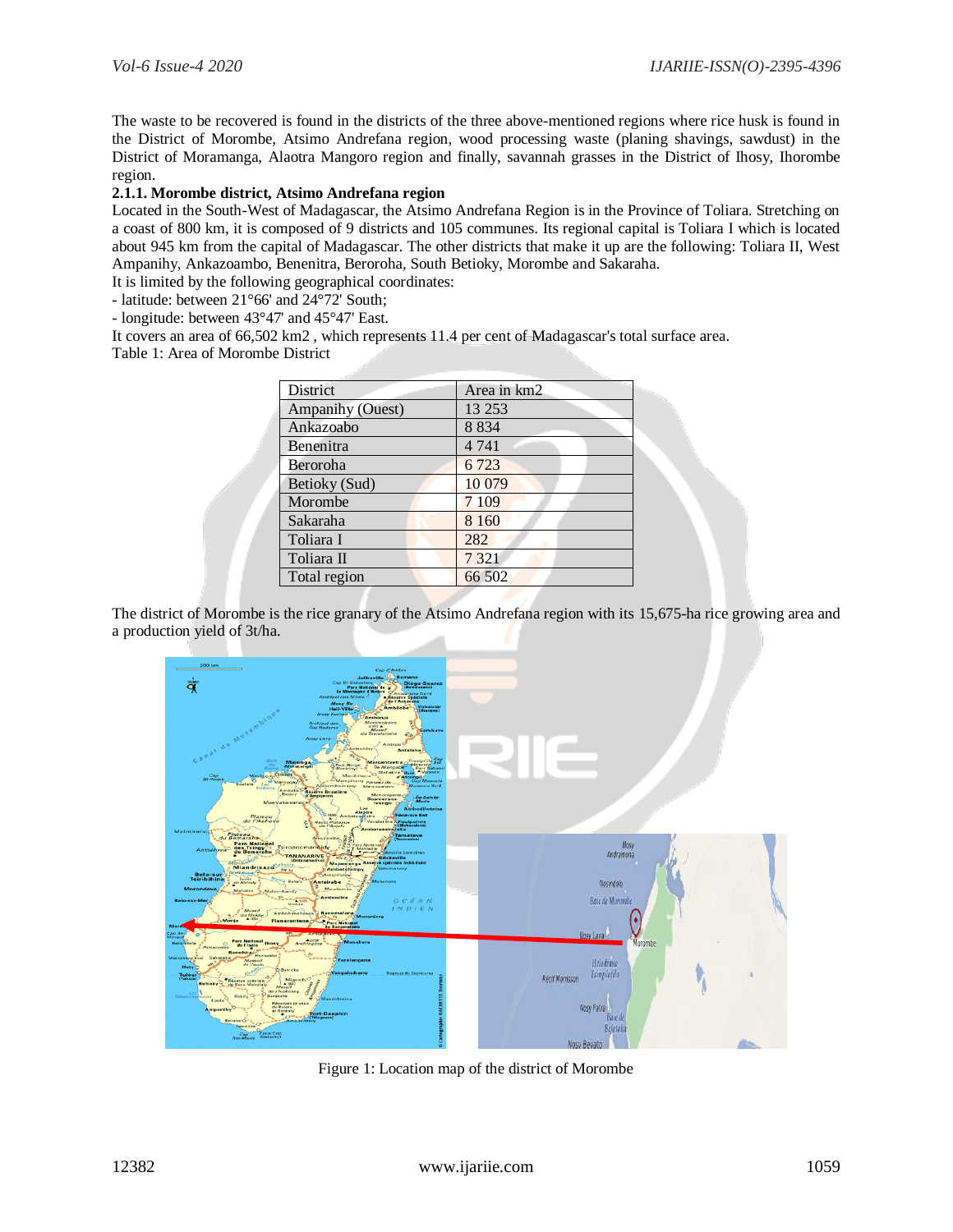The waste to be recovered is found in the districts of the three above-mentioned regions where rice husk is found in the District of Morombe, Atsimo Andrefana region, wood processing waste (planing shavings, sawdust) in the District of Moramanga, Alaotra Mangoro region and finally, savannah grasses in the District of Ihosy, Ihorombe region.

**2.1.1. Morombe district, Atsimo Andrefana region**

Located in the South-West of Madagascar, the Atsimo Andrefana Region is in the Province of Toliara. Stretching on a coast of 800 km, it is composed of 9 districts and 105 communes. Its regional capital is Toliara I which is located about 945 km from the capital of Madagascar. The other districts that make it up are the following: Toliara II, West Ampanihy, Ankazoambo, Benenitra, Beroroha, South Betioky, Morombe and Sakaraha.

It is limited by the following geographical coordinates:

- latitude: between 21°66' and 24°72' South;
- longitude: between 43°47' and 45°47' East.

It covers an area of 66,502 km2 , which represents 11.4 per cent of Madagascar's total surface area.

Table 1: Area of Morombe District

| District | Area in km2 |
|---|---|
| Ampanihy (Ouest) | 13 253 |
| Ankazoabo | 8 834 |
| Benenitra | 4 741 |
| Beroroha | 6 723 |
| Betioky (Sud) | 10 079 |
| Morombe | 7 109 |
| Sakaraha | 8 160 |
| Toliara I | 282 |
| Toliara II | 7 321 |
| Total region | 66 502 |

The district of Morombe is the rice granary of the Atsimo Andrefana region with its 15,675-ha rice growing area and a production yield of 3t/ha.

Figure 1: Location map of the district of Morombe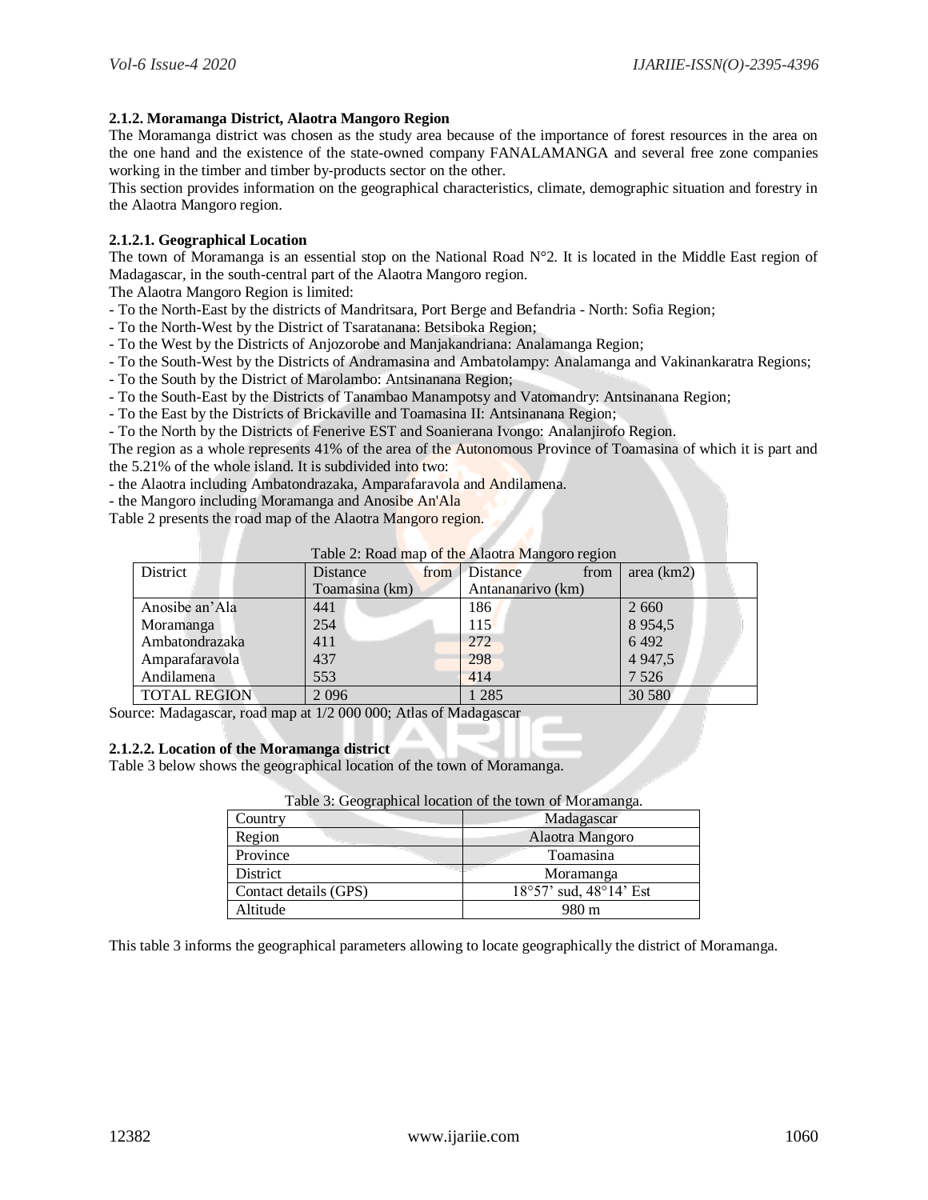### 2.1.2. Moramanga District, Alaotra Mangoro Region

The Moramanga district was chosen as the study area because of the importance of forest resources in the area on the one hand and the existence of the state-owned company FANALAMANGA and several free zone companies working in the timber and timber by-products sector on the other.

This section provides information on the geographical characteristics, climate, demographic situation and forestry in the Alaotra Mangoro region.

#### 2.1.2.1. Geographical Location

The town of Moramanga is an essential stop on the National Road N°2. It is located in the Middle East region of Madagascar, in the south-central part of the Alaotra Mangoro region.

The Alaotra Mangoro Region is limited:

- To the North-East by the districts of Mandritsara, Port Berge and Befandria - North: Sofia Region;
- To the North-West by the District of Tsaratanana: Betsiboka Region;
- To the West by the Districts of Anjozorobe and Manjakandriana: Analamanga Region;
- To the South-West by the Districts of Andramasina and Ambatolampy: Analamanga and Vakinankaratra Regions;
- To the South by the District of Marolambo: Antsinanana Region;
- To the South-East by the Districts of Tanambao Manampotsy and Vatomandry: Antsinanana Region;
- To the East by the Districts of Brickaville and Toamasina II: Antsinanana Region;
- To the North by the Districts of Fenerive EST and Soanierana Ivongo: Analanjirofo Region.

The region as a whole represents 41% of the area of the Autonomous Province of Toamasina of which it is part and the 5.21% of the whole island. It is subdivided into two:

- the Alaotra including Ambatondrazaka, Amparafaravola and Andilamena.
- the Mangoro including Moramanga and Anosibe An'Ala

Table 2 presents the road map of the Alaotra Mangoro region.

Table 2: Road map of the Alaotra Mangoro region

| District | Distance from Toamasina (km) | Distance from Antananarivo (km) | area (km2) |
|---|---|---|---|
| Anosibe an'Ala | 441 | 186 | 2 660 |
| Moramanga | 254 | 115 | 8 954,5 |
| Ambatondrazaka | 411 | 272 | 6 492 |
| Amparafaravola | 437 | 298 | 4 947,5 |
| Andilamena | 553 | 414 | 7 526 |
| TOTAL REGION | 2 096 | 1 285 | 30 580 |

Source: Madagascar, road map at 1/2 000 000; Atlas of Madagascar

#### 2.1.2.2. Location of the Moramanga district

Table 3 below shows the geographical location of the town of Moramanga.

Table 3: Geographical location of the town of Moramanga.

| | |
|---|---|
| Country | Madagascar |
| Region | Alaotra Mangoro |
| Province | Toamasina |
| District | Moramanga |
| Contact details (GPS) | 18°57' sud, 48°14' Est |
| Altitude | 980 m |

This table 3 informs the geographical parameters allowing to locate geographically the district of Moramanga.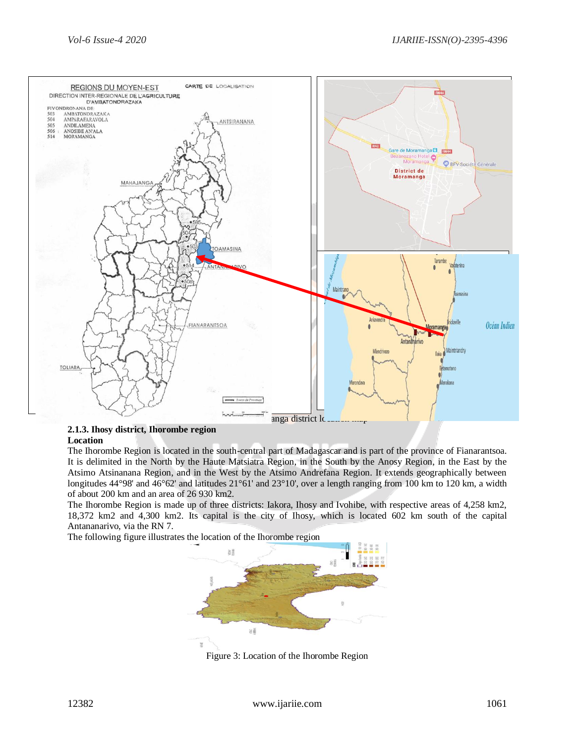anga district location map

**2.1.3. Ihosy district, Ihorombe region**

**Location**

The Ihorombe Region is located in the south-central part of Madagascar and is part of the province of Fianarantsoa. It is delimited in the North by the Haute Matsiatra Region, in the South by the Anosy Region, in the East by the Atsimo Atsinanana Region, and in the West by the Atsimo Andrefana Region. It extends geographically between longitudes 44°98' and 46°62' and latitudes 21°61' and 23°10', over a length ranging from 100 km to 120 km, a width of about 200 km and an area of 26 930 km2.

The Ihorombe Region is made up of three districts: Iakora, Ihosy and Ivohibe, with respective areas of 4,258 km2, 18,372 km2 and 4,300 km2. Its capital is the city of Ihosy, which is located 602 km south of the capital Antananarivo, via the RN 7.

The following figure illustrates the location of the Ihorombe region

Figure 3: Location of the Ihorombe Region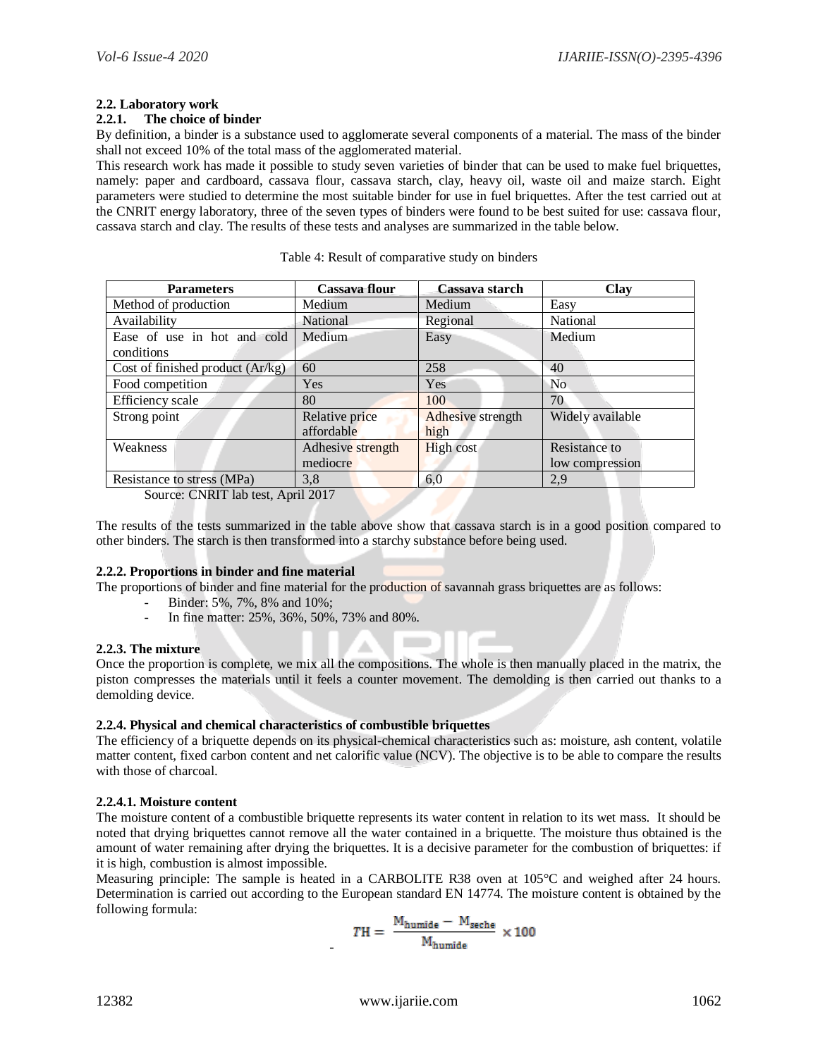### 2.2. Laboratory work

#### 2.2.1. The choice of binder

By definition, a binder is a substance used to agglomerate several components of a material. The mass of the binder shall not exceed 10% of the total mass of the agglomerated material.

This research work has made it possible to study seven varieties of binder that can be used to make fuel briquettes, namely: paper and cardboard, cassava flour, cassava starch, clay, heavy oil, waste oil and maize starch. Eight parameters were studied to determine the most suitable binder for use in fuel briquettes. After the test carried out at the CNRIT energy laboratory, three of the seven types of binders were found to be best suited for use: cassava flour, cassava starch and clay. The results of these tests and analyses are summarized in the table below.

Table 4: Result of comparative study on binders

| Parameters | Cassava flour | Cassava starch | Clay |
|---|---|---|---|
| Method of production | Medium | Medium | Easy |
| Availability | National | Regional | National |
| Ease of use in hot and cold conditions | Medium | Easy | Medium |
| Cost of finished product (Ar/kg) | 60 | 258 | 40 |
| Food competition | Yes | Yes | No |
| Efficiency scale | 80 | 100 | 70 |
| Strong point | Relative price affordable | Adhesive strength high | Widely available |
| Weakness | Adhesive strength mediocre | High cost | Resistance to low compression |
| Resistance to stress (MPa) | 3,8 | 6,0 | 2,9 |

Source: CNRIT lab test, April 2017

The results of the tests summarized in the table above show that cassava starch is in a good position compared to other binders. The starch is then transformed into a starchy substance before being used.

#### 2.2.2. Proportions in binder and fine material

The proportions of binder and fine material for the production of savannah grass briquettes are as follows:

- Binder: 5%, 7%, 8% and 10%;
- In fine matter: 25%, 36%, 50%, 73% and 80%.

#### 2.2.3. The mixture

Once the proportion is complete, we mix all the compositions. The whole is then manually placed in the matrix, the piston compresses the materials until it feels a counter movement. The demolding is then carried out thanks to a demolding device.

#### 2.2.4. Physical and chemical characteristics of combustible briquettes

The efficiency of a briquette depends on its physical-chemical characteristics such as: moisture, ash content, volatile matter content, fixed carbon content and net calorific value (NCV). The objective is to be able to compare the results with those of charcoal.

##### 2.2.4.1. Moisture content

The moisture content of a combustible briquette represents its water content in relation to its wet mass. It should be noted that drying briquettes cannot remove all the water contained in a briquette. The moisture thus obtained is the amount of water remaining after drying the briquettes. It is a decisive parameter for the combustion of briquettes: if it is high, combustion is almost impossible.

Measuring principle: The sample is heated in a CARBOLITE R38 oven at 105°C and weighed after 24 hours. Determination is carried out according to the European standard EN 14774. The moisture content is obtained by the following formula:

$$TH = \frac{M_{humide} - M_{seche}}{M_{humide}} \times 100$$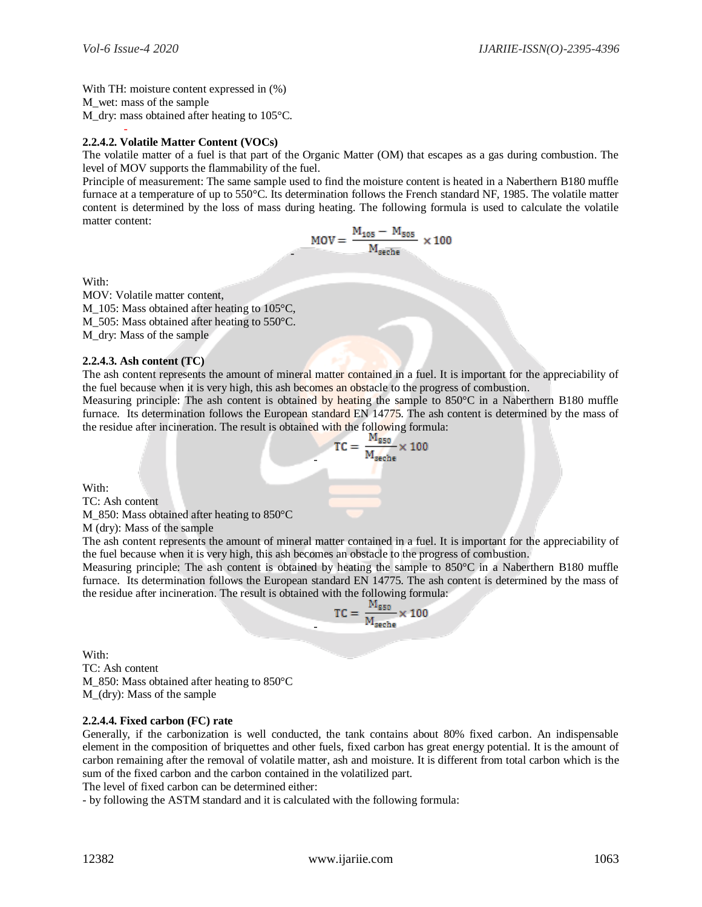With TH: moisture content expressed in (%)
M_wet: mass of the sample
M_dry: mass obtained after heating to 105°C.

#### 2.2.4.2. Volatile Matter Content (VOCs)

The volatile matter of a fuel is that part of the Organic Matter (OM) that escapes as a gas during combustion. The level of MOV supports the flammability of the fuel.

Principle of measurement: The same sample used to find the moisture content is heated in a Naberthern B180 muffle furnace at a temperature of up to 550°C. Its determination follows the French standard NF, 1985. The volatile matter content is determined by the loss of mass during heating. The following formula is used to calculate the volatile matter content:

$$MOV = \frac{M_{105} - M_{505}}{M_{seche}} \times 100$$

With:
MOV: Volatile matter content,
M_105: Mass obtained after heating to 105°C,
M_505: Mass obtained after heating to 550°C.
M_dry: Mass of the sample

#### 2.2.4.3. Ash content (TC)

The ash content represents the amount of mineral matter contained in a fuel. It is important for the appreciability of the fuel because when it is very high, this ash becomes an obstacle to the progress of combustion.

Measuring principle: The ash content is obtained by heating the sample to 850°C in a Naberthern B180 muffle furnace. Its determination follows the European standard EN 14775. The ash content is determined by the mass of the residue after incineration. The result is obtained with the following formula:

$$TC = \frac{M_{850}}{M_{seche}} \times 100$$

With:
TC: Ash content
M_850: Mass obtained after heating to 850°C
M (dry): Mass of the sample

The ash content represents the amount of mineral matter contained in a fuel. It is important for the appreciability of the fuel because when it is very high, this ash becomes an obstacle to the progress of combustion.

Measuring principle: The ash content is obtained by heating the sample to 850°C in a Naberthern B180 muffle furnace. Its determination follows the European standard EN 14775. The ash content is determined by the mass of the residue after incineration. The result is obtained with the following formula:

$$TC = \frac{M_{850}}{M_{seche}} \times 100$$

With:
TC: Ash content
M_850: Mass obtained after heating to 850°C
M_(dry): Mass of the sample

#### 2.2.4.4. Fixed carbon (FC) rate

Generally, if the carbonization is well conducted, the tank contains about 80% fixed carbon. An indispensable element in the composition of briquettes and other fuels, fixed carbon has great energy potential. It is the amount of carbon remaining after the removal of volatile matter, ash and moisture. It is different from total carbon which is the sum of the fixed carbon and the carbon contained in the volatilized part.

The level of fixed carbon can be determined either:

- by following the ASTM standard and it is calculated with the following formula: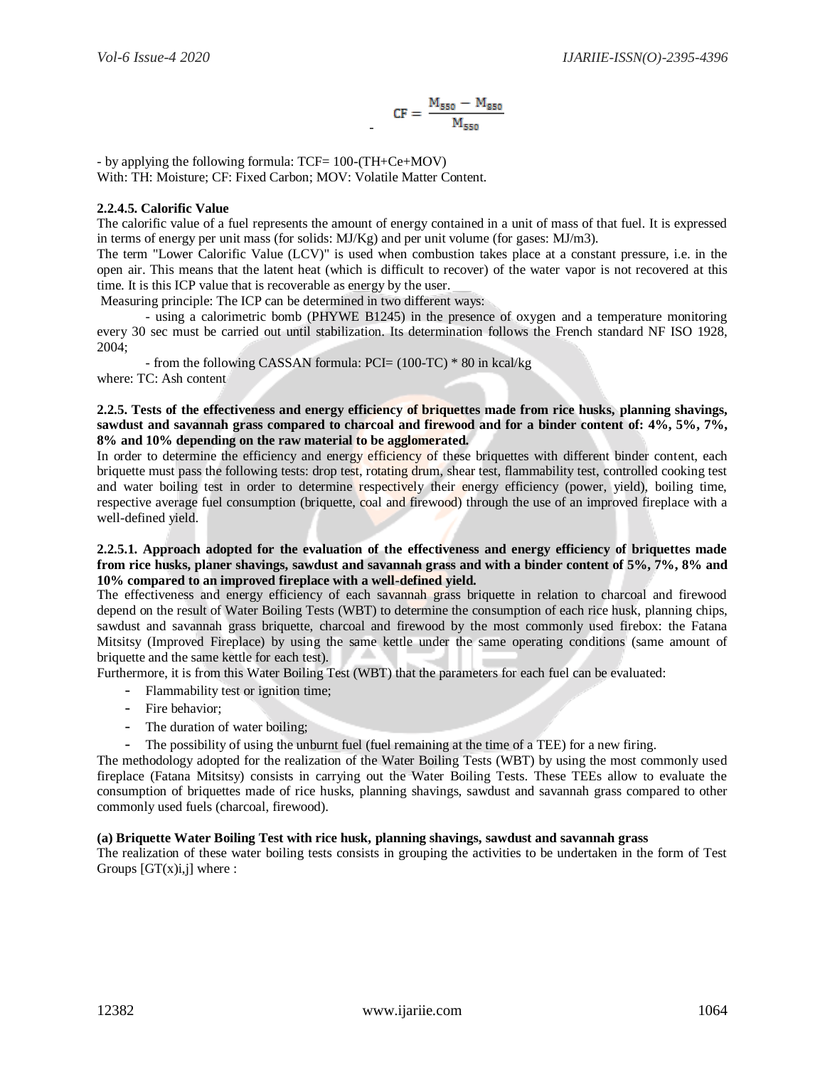- 
$$CF = \frac{M_{550} - M_{850}}{M_{550}}$$

- by applying the following formula: TCF= 100-(TH+Ce+MOV)
With: TH: Moisture; CF: Fixed Carbon; MOV: Volatile Matter Content.

**2.2.4.5. Calorific Value**

The calorific value of a fuel represents the amount of energy contained in a unit of mass of that fuel. It is expressed in terms of energy per unit mass (for solids: MJ/Kg) and per unit volume (for gases: MJ/m3).

The term "Lower Calorific Value (LCV)" is used when combustion takes place at a constant pressure, i.e. in the open air. This means that the latent heat (which is difficult to recover) of the water vapor is not recovered at this time. It is this ICP value that is recoverable as energy by the user.

Measuring principle: The ICP can be determined in two different ways:

- using a calorimetric bomb (PHYWE B1245) in the presence of oxygen and a temperature monitoring every 30 sec must be carried out until stabilization. Its determination follows the French standard NF ISO 1928, 2004;
- from the following CASSAN formula: PCI= (100-TC) * 80 in kcal/kg

where: TC: Ash content

**2.2.5. Tests of the effectiveness and energy efficiency of briquettes made from rice husks, planning shavings, sawdust and savannah grass compared to charcoal and firewood and for a binder content of: 4%, 5%, 7%, 8% and 10% depending on the raw material to be agglomerated.**

In order to determine the efficiency and energy efficiency of these briquettes with different binder content, each briquette must pass the following tests: drop test, rotating drum, shear test, flammability test, controlled cooking test and water boiling test in order to determine respectively their energy efficiency (power, yield), boiling time, respective average fuel consumption (briquette, coal and firewood) through the use of an improved fireplace with a well-defined yield.

**2.2.5.1. Approach adopted for the evaluation of the effectiveness and energy efficiency of briquettes made from rice husks, planer shavings, sawdust and savannah grass and with a binder content of 5%, 7%, 8% and 10% compared to an improved fireplace with a well-defined yield.**

The effectiveness and energy efficiency of each savannah grass briquette in relation to charcoal and firewood depend on the result of Water Boiling Tests (WBT) to determine the consumption of each rice husk, planning chips, sawdust and savannah grass briquette, charcoal and firewood by the most commonly used firebox: the Fatana Mitsitsy (Improved Fireplace) by using the same kettle under the same operating conditions (same amount of briquette and the same kettle for each test).

Furthermore, it is from this Water Boiling Test (WBT) that the parameters for each fuel can be evaluated:

- Flammability test or ignition time;
- Fire behavior;
- The duration of water boiling;
- The possibility of using the unburnt fuel (fuel remaining at the time of a TEE) for a new firing.

The methodology adopted for the realization of the Water Boiling Tests (WBT) by using the most commonly used fireplace (Fatana Mitsitsy) consists in carrying out the Water Boiling Tests. These TEEs allow to evaluate the consumption of briquettes made of rice husks, planning shavings, sawdust and savannah grass compared to other commonly used fuels (charcoal, firewood).

**(a) Briquette Water Boiling Test with rice husk, planning shavings, sawdust and savannah grass**

The realization of these water boiling tests consists in grouping the activities to be undertaken in the form of Test Groups [GT(x)i,j] where :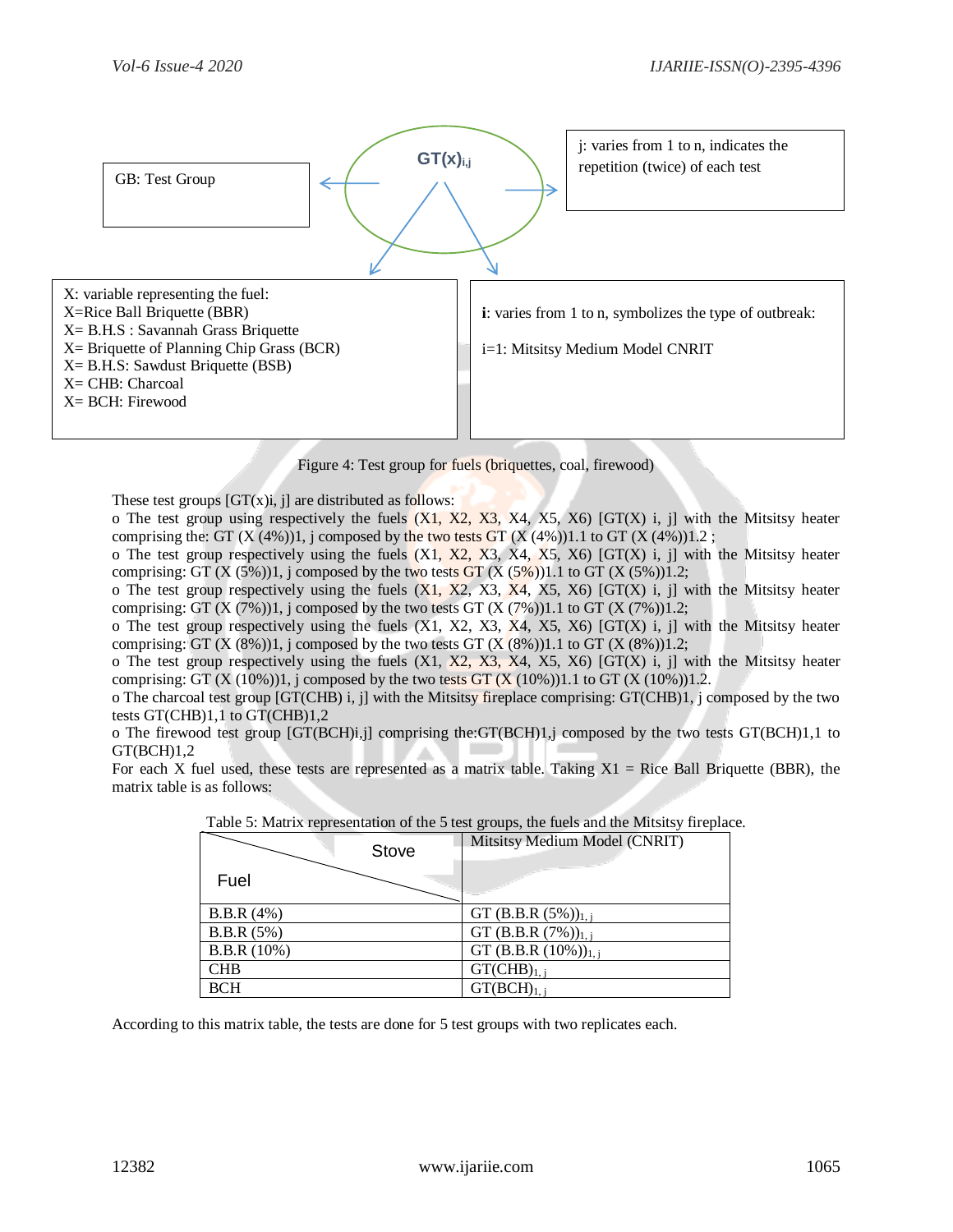GB: Test Group

$GT(x)_{i,j}$

j: varies from 1 to n, indicates the repetition (twice) of each test

X: variable representing the fuel:
X=Rice Ball Briquette (BBR)
X= B.H.S : Savannah Grass Briquette
X= Briquette of Planning Chip Grass (BCR)
X= B.H.S: Sawdust Briquette (BSB)
X= CHB: Charcoal
X= BCH: Firewood

**i**: varies from 1 to n, symbolizes the type of outbreak:

i=1: Mitsitsy Medium Model CNRIT

Figure 4: Test group for fuels (briquettes, coal, firewood)

These test groups [GT(x)i, j] are distributed as follows:

- o The test group using respectively the fuels (X1, X2, X3, X4, X5, X6) [GT(X) i, j] with the Mitsitsy heater comprising the: GT (X (4%))1, j composed by the two tests GT (X (4%))1.1 to GT (X (4%))1.2 ;
- o The test group respectively using the fuels (X1, X2, X3, X4, X5, X6) [GT(X) i, j] with the Mitsitsy heater comprising: GT (X (5%))1, j composed by the two tests GT (X (5%))1.1 to GT (X (5%))1.2;
- o The test group respectively using the fuels (X1, X2, X3, X4, X5, X6) [GT(X) i, j] with the Mitsitsy heater comprising: GT (X (7%))1, j composed by the two tests GT (X (7%))1.1 to GT (X (7%))1.2;
- o The test group respectively using the fuels (X1, X2, X3, X4, X5, X6) [GT(X) i, j] with the Mitsitsy heater comprising: GT (X (8%))1, j composed by the two tests GT (X (8%))1.1 to GT (X (8%))1.2;
- o The test group respectively using the fuels (X1, X2, X3, X4, X5, X6) [GT(X) i, j] with the Mitsitsy heater comprising: GT (X (10%))1, j composed by the two tests GT (X (10%))1.1 to GT (X (10%))1.2.
- o The charcoal test group [GT(CHB) i, j] with the Mitsitsy fireplace comprising: GT(CHB)1, j composed by the two tests GT(CHB)1,1 to GT(CHB)1,2
- o The firewood test group [GT(BCH)i,j] comprising the:GT(BCH)1,j composed by the two tests GT(BCH)1,1 to GT(BCH)1,2

For each X fuel used, these tests are represented as a matrix table. Taking X1 = Rice Ball Briquette (BBR), the matrix table is as follows:

Table 5: Matrix representation of the 5 test groups, the fuels and the Mitsitsy fireplace.

| Stove / Fuel | Mitsitsy Medium Model (CNRIT) |
|---|---|
| B.B.R (4%) | $GT\,(B.B.R\,(5\%))_{1,\,j}$ |
| B.B.R (5%) | $GT\,(B.B.R\,(7\%))_{1,\,j}$ |
| B.B.R (10%) | $GT\,(B.B.R\,(10\%))_{1,\,j}$ |
| CHB | $GT(CHB)_{1,\,j}$ |
| BCH | $GT(BCH)_{1,\,j}$ |

According to this matrix table, the tests are done for 5 test groups with two replicates each.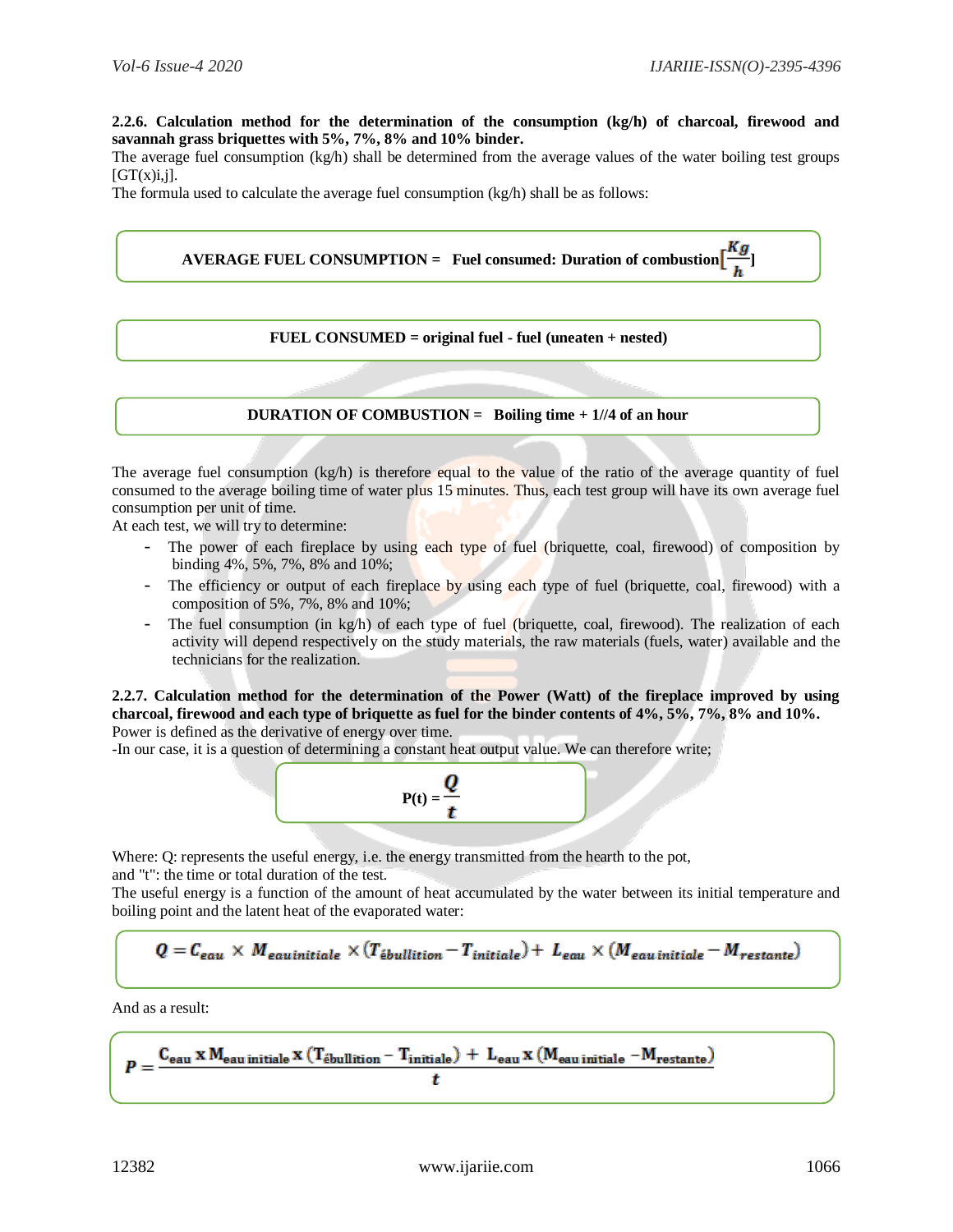**2.2.6. Calculation method for the determination of the consumption (kg/h) of charcoal, firewood and savannah grass briquettes with 5%, 7%, 8% and 10% binder.**

The average fuel consumption (kg/h) shall be determined from the average values of the water boiling test groups [GT(x)i,j].

The formula used to calculate the average fuel consumption (kg/h) shall be as follows:

**AVERAGE FUEL CONSUMPTION = Fuel consumed: Duration of combustion** $\left[\frac{Kg}{h}\right]$

**FUEL CONSUMED = original fuel - fuel (uneaten + nested)**

**DURATION OF COMBUSTION = Boiling time + 1//4 of an hour**

The average fuel consumption (kg/h) is therefore equal to the value of the ratio of the average quantity of fuel consumed to the average boiling time of water plus 15 minutes. Thus, each test group will have its own average fuel consumption per unit of time.

At each test, we will try to determine:

- The power of each fireplace by using each type of fuel (briquette, coal, firewood) of composition by binding 4%, 5%, 7%, 8% and 10%;
- The efficiency or output of each fireplace by using each type of fuel (briquette, coal, firewood) with a composition of 5%, 7%, 8% and 10%;
- The fuel consumption (in kg/h) of each type of fuel (briquette, coal, firewood). The realization of each activity will depend respectively on the study materials, the raw materials (fuels, water) available and the technicians for the realization.

**2.2.7. Calculation method for the determination of the Power (Watt) of the fireplace improved by using charcoal, firewood and each type of briquette as fuel for the binder contents of 4%, 5%, 7%, 8% and 10%.**

Power is defined as the derivative of energy over time.

-In our case, it is a question of determining a constant heat output value. We can therefore write;

$$P(t) = \frac{Q}{t}$$

Where: Q: represents the useful energy, i.e. the energy transmitted from the hearth to the pot,

and "t": the time or total duration of the test.

The useful energy is a function of the amount of heat accumulated by the water between its initial temperature and boiling point and the latent heat of the evaporated water:

$$Q = C_{eau} \times M_{eau initiale} \times (T_{ébullition} - T_{initiale}) + L_{eau} \times (M_{eau\,initiale} - M_{restante})$$

And as a result:

$$P = \frac{C_{eau} \times M_{eau\,initiale} \times (T_{ébullition} - T_{initiale}) + L_{eau} \times (M_{eau\,initiale} - M_{restante})}{t}$$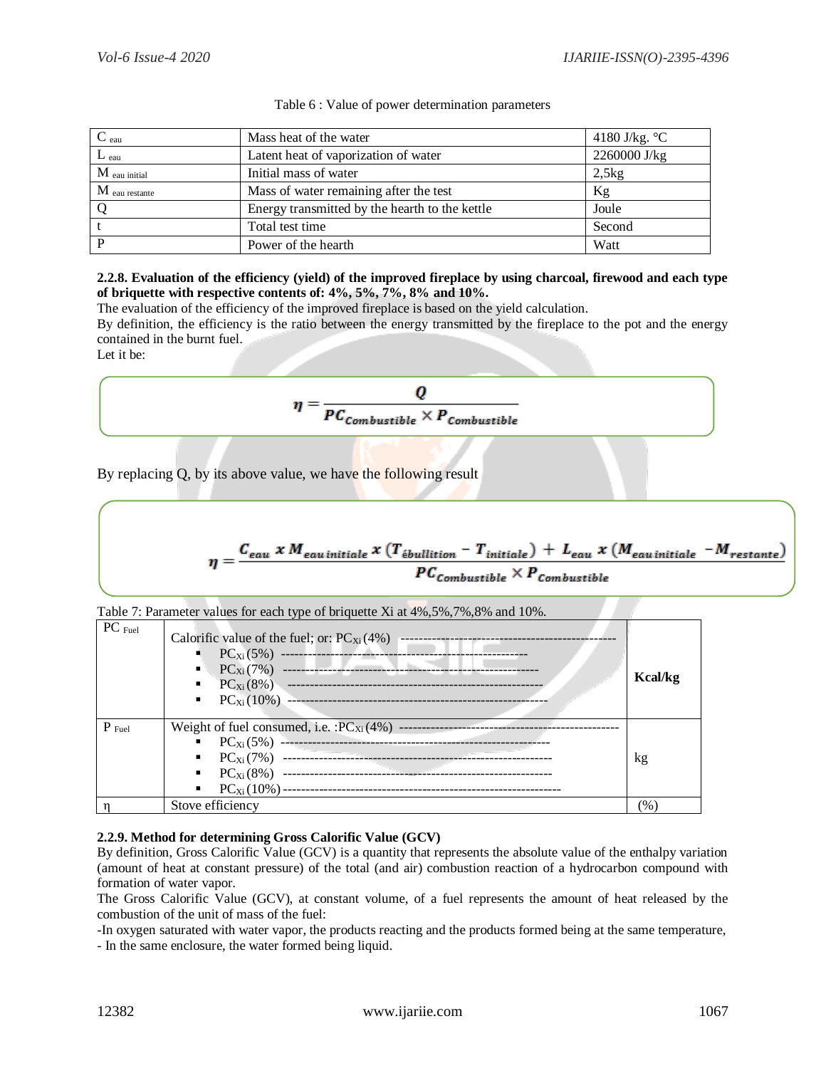Table 6 : Value of power determination parameters

| | | |
|---|---|---|
| $C_{eau}$ | Mass heat of the water | 4180 J/kg. °C |
| $L_{eau}$ | Latent heat of vaporization of water | 2260000 J/kg |
| $M_{eau\ initial}$ | Initial mass of water | 2,5kg |
| $M_{eau\ restante}$ | Mass of water remaining after the test | Kg |
| Q | Energy transmitted by the hearth to the kettle | Joule |
| t | Total test time | Second |
| P | Power of the hearth | Watt |

**2.2.8. Evaluation of the efficiency (yield) of the improved fireplace by using charcoal, firewood and each type of briquette with respective contents of: 4%, 5%, 7%, 8% and 10%.**

The evaluation of the efficiency of the improved fireplace is based on the yield calculation.

By definition, the efficiency is the ratio between the energy transmitted by the fireplace to the pot and the energy contained in the burnt fuel.

Let it be:

$$\eta = \frac{Q}{PC_{Combustible} \times P_{Combustible}}$$

By replacing Q, by its above value, we have the following result

$$\eta = \frac{C_{eau}\ x\ M_{eau\ initiale}\ x\ (T_{ébullition} - T_{initiale}) + L_{eau}\ x\ (M_{eau\ initiale} - M_{restante})}{PC_{Combustible} \times P_{Combustible}}$$

Table 7: Parameter values for each type of briquette Xi at 4%,5%,7%,8% and 10%.

| | | |
|---|---|---|
| $PC_{Fuel}$ | Calorific value of the fuel; or: $PC_{Xi}$ (4%) -------------------------------------------<br>▪ $PC_{Xi}$ (5%) ----------------------------------------------------<br>▪ $PC_{Xi}$ (7%) ----------------------------------------------------<br>▪ $PC_{Xi}$ (8%) ----------------------------------------------------<br>▪ $PC_{Xi}$ (10%) ---------------------------------------------------- | **Kcal/kg** |
| $P_{Fuel}$ | Weight of fuel consumed, i.e. :$PC_{Xi}$ (4%) ----------------------------------------------<br>▪ $PC_{Xi}$ (5%) ----------------------------------------------------<br>▪ $PC_{Xi}$ (7%) ----------------------------------------------------<br>▪ $PC_{Xi}$ (8%) ----------------------------------------------------<br>▪ $PC_{Xi}$ (10%) ---------------------------------------------------- | kg |
| η | Stove efficiency | (%) |

**2.2.9. Method for determining Gross Calorific Value (GCV)**

By definition, Gross Calorific Value (GCV) is a quantity that represents the absolute value of the enthalpy variation (amount of heat at constant pressure) of the total (and air) combustion reaction of a hydrocarbon compound with formation of water vapor.

The Gross Calorific Value (GCV), at constant volume, of a fuel represents the amount of heat released by the combustion of the unit of mass of the fuel:

-In oxygen saturated with water vapor, the products reacting and the products formed being at the same temperature,

- In the same enclosure, the water formed being liquid.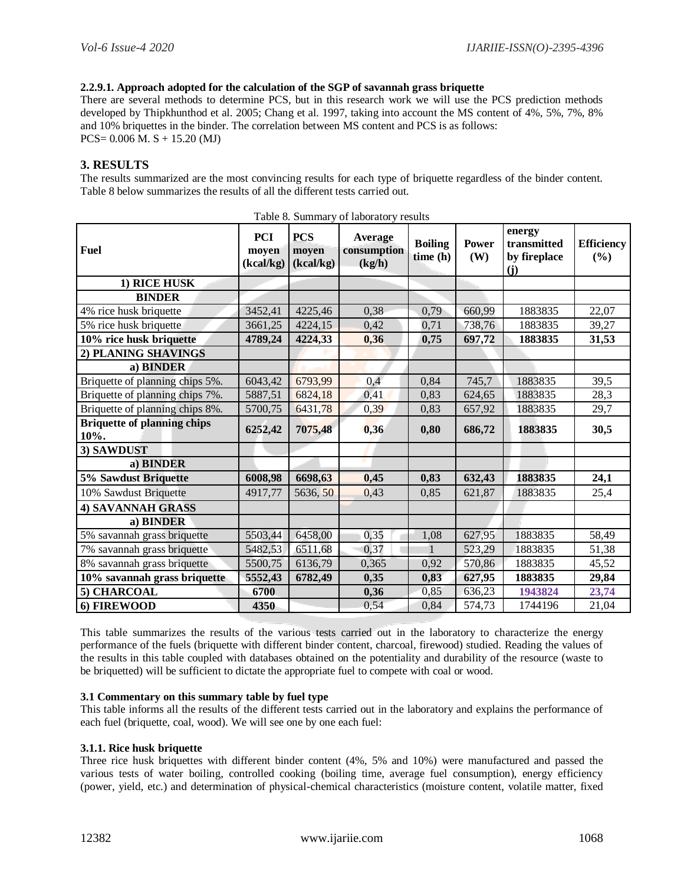#### 2.2.9.1. Approach adopted for the calculation of the SGP of savannah grass briquette

There are several methods to determine PCS, but in this research work we will use the PCS prediction methods developed by Thipkhunthod et al. 2005; Chang et al. 1997, taking into account the MS content of 4%, 5%, 7%, 8% and 10% briquettes in the binder. The correlation between MS content and PCS is as follows:

PCS= 0.006 M. S + 15.20 (MJ)

## 3. RESULTS

The results summarized are the most convincing results for each type of briquette regardless of the binder content. Table 8 below summarizes the results of all the different tests carried out.

Table 8. Summary of laboratory results

| Fuel | PCI moyen (kcal/kg) | PCS moyen (kcal/kg) | Average consumption (kg/h) | Boiling time (h) | Power (W) | energy transmitted by fireplace (j) | Efficiency (%) |
|---|---|---|---|---|---|---|---|
| **1) RICE HUSK** | | | | | | | |
| **BINDER** | | | | | | | |
| 4% rice husk briquette | 3452,41 | 4225,46 | 0,38 | 0,79 | 660,99 | 1883835 | 22,07 |
| 5% rice husk briquette | 3661,25 | 4224,15 | 0,42 | 0,71 | 738,76 | 1883835 | 39,27 |
| **10% rice husk briquette** | **4789,24** | **4224,33** | **0,36** | **0,75** | **697,72** | **1883835** | **31,53** |
| **2) PLANING SHAVINGS** | | | | | | | |
| **a) BINDER** | | | | | | | |
| Briquette of planning chips 5%. | 6043,42 | 6793,99 | 0,4 | 0,84 | 745,7 | 1883835 | 39,5 |
| Briquette of planning chips 7%. | 5887,51 | 6824,18 | 0,41 | 0,83 | 624,65 | 1883835 | 28,3 |
| Briquette of planning chips 8%. | 5700,75 | 6431,78 | 0,39 | 0,83 | 657,92 | 1883835 | 29,7 |
| **Briquette of planning chips 10%.** | **6252,42** | **7075,48** | **0,36** | **0,80** | **686,72** | **1883835** | **30,5** |
| **3) SAWDUST** | | | | | | | |
| **a) BINDER** | | | | | | | |
| **5% Sawdust Briquette** | **6008,98** | **6698,63** | **0,45** | **0,83** | **632,43** | **1883835** | **24,1** |
| 10% Sawdust Briquette | 4917,77 | 5636, 50 | 0,43 | 0,85 | 621,87 | 1883835 | 25,4 |
| **4) SAVANNAH GRASS** | | | | | | | |
| **a) BINDER** | | | | | | | |
| 5% savannah grass briquette | 5503,44 | 6458,00 | 0,35 | 1,08 | 627,95 | 1883835 | 58,49 |
| 7% savannah grass briquette | 5482,53 | 6511,68 | 0,37 | 1 | 523,29 | 1883835 | 51,38 |
| 8% savannah grass briquette | 5500,75 | 6136,79 | 0,365 | 0,92 | 570,86 | 1883835 | 45,52 |
| **10% savannah grass briquette** | **5552,43** | **6782,49** | **0,35** | **0,83** | **627,95** | **1883835** | **29,84** |
| **5) CHARCOAL** | **6700** | | 0,36 | 0,85 | 636,23 | **1943824** | **23,74** |
| **6) FIREWOOD** | **4350** | | 0,54 | 0,84 | 574,73 | 1744196 | 21,04 |

This table summarizes the results of the various tests carried out in the laboratory to characterize the energy performance of the fuels (briquette with different binder content, charcoal, firewood) studied. Reading the values of the results in this table coupled with databases obtained on the potentiality and durability of the resource (waste to be briquetted) will be sufficient to dictate the appropriate fuel to compete with coal or wood.

### 3.1 Commentary on this summary table by fuel type

This table informs all the results of the different tests carried out in the laboratory and explains the performance of each fuel (briquette, coal, wood). We will see one by one each fuel:

#### 3.1.1. Rice husk briquette

Three rice husk briquettes with different binder content (4%, 5% and 10%) were manufactured and passed the various tests of water boiling, controlled cooking (boiling time, average fuel consumption), energy efficiency (power, yield, etc.) and determination of physical-chemical characteristics (moisture content, volatile matter, fixed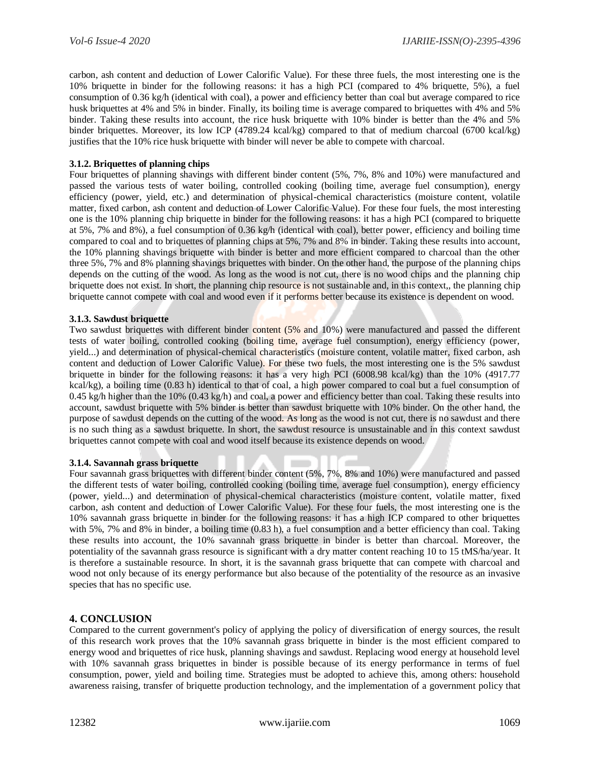carbon, ash content and deduction of Lower Calorific Value). For these three fuels, the most interesting one is the 10% briquette in binder for the following reasons: it has a high PCI (compared to 4% briquette, 5%), a fuel consumption of 0.36 kg/h (identical with coal), a power and efficiency better than coal but average compared to rice husk briquettes at 4% and 5% in binder. Finally, its boiling time is average compared to briquettes with 4% and 5% binder. Taking these results into account, the rice husk briquette with 10% binder is better than the 4% and 5% binder briquettes. Moreover, its low ICP (4789.24 kcal/kg) compared to that of medium charcoal (6700 kcal/kg) justifies that the 10% rice husk briquette with binder will never be able to compete with charcoal.

### 3.1.2. Briquettes of planning chips

Four briquettes of planning shavings with different binder content (5%, 7%, 8% and 10%) were manufactured and passed the various tests of water boiling, controlled cooking (boiling time, average fuel consumption), energy efficiency (power, yield, etc.) and determination of physical-chemical characteristics (moisture content, volatile matter, fixed carbon, ash content and deduction of Lower Calorific Value). For these four fuels, the most interesting one is the 10% planning chip briquette in binder for the following reasons: it has a high PCI (compared to briquette at 5%, 7% and 8%), a fuel consumption of 0.36 kg/h (identical with coal), better power, efficiency and boiling time compared to coal and to briquettes of planning chips at 5%, 7% and 8% in binder. Taking these results into account, the 10% planning shavings briquette with binder is better and more efficient compared to charcoal than the other three 5%, 7% and 8% planning shavings briquettes with binder. On the other hand, the purpose of the planning chips depends on the cutting of the wood. As long as the wood is not cut, there is no wood chips and the planning chip briquette does not exist. In short, the planning chip resource is not sustainable and, in this context,, the planning chip briquette cannot compete with coal and wood even if it performs better because its existence is dependent on wood.

### 3.1.3. Sawdust briquette

Two sawdust briquettes with different binder content (5% and 10%) were manufactured and passed the different tests of water boiling, controlled cooking (boiling time, average fuel consumption), energy efficiency (power, yield...) and determination of physical-chemical characteristics (moisture content, volatile matter, fixed carbon, ash content and deduction of Lower Calorific Value). For these two fuels, the most interesting one is the 5% sawdust briquette in binder for the following reasons: it has a very high PCI (6008.98 kcal/kg) than the 10% (4917.77 kcal/kg), a boiling time (0.83 h) identical to that of coal, a high power compared to coal but a fuel consumption of 0.45 kg/h higher than the 10% (0.43 kg/h) and coal, a power and efficiency better than coal. Taking these results into account, sawdust briquette with 5% binder is better than sawdust briquette with 10% binder. On the other hand, the purpose of sawdust depends on the cutting of the wood. As long as the wood is not cut, there is no sawdust and there is no such thing as a sawdust briquette. In short, the sawdust resource is unsustainable and in this context sawdust briquettes cannot compete with coal and wood itself because its existence depends on wood.

### 3.1.4. Savannah grass briquette

Four savannah grass briquettes with different binder content (5%, 7%, 8% and 10%) were manufactured and passed the different tests of water boiling, controlled cooking (boiling time, average fuel consumption), energy efficiency (power, yield...) and determination of physical-chemical characteristics (moisture content, volatile matter, fixed carbon, ash content and deduction of Lower Calorific Value). For these four fuels, the most interesting one is the 10% savannah grass briquette in binder for the following reasons: it has a high ICP compared to other briquettes with 5%, 7% and 8% in binder, a boiling time (0.83 h), a fuel consumption and a better efficiency than coal. Taking these results into account, the 10% savannah grass briquette in binder is better than charcoal. Moreover, the potentiality of the savannah grass resource is significant with a dry matter content reaching 10 to 15 tMS/ha/year. It is therefore a sustainable resource. In short, it is the savannah grass briquette that can compete with charcoal and wood not only because of its energy performance but also because of the potentiality of the resource as an invasive species that has no specific use.

## 4. CONCLUSION

Compared to the current government's policy of applying the policy of diversification of energy sources, the result of this research work proves that the 10% savannah grass briquette in binder is the most efficient compared to energy wood and briquettes of rice husk, planning shavings and sawdust. Replacing wood energy at household level with 10% savannah grass briquettes in binder is possible because of its energy performance in terms of fuel consumption, power, yield and boiling time. Strategies must be adopted to achieve this, among others: household awareness raising, transfer of briquette production technology, and the implementation of a government policy that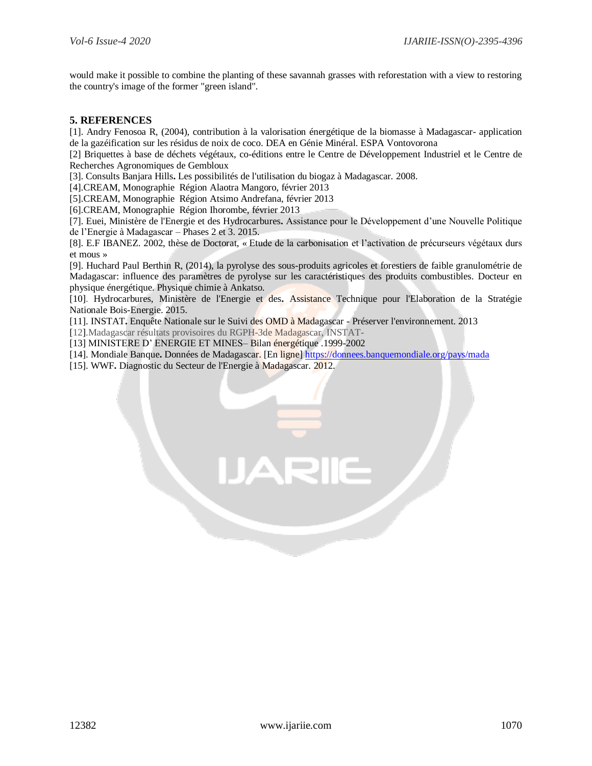would make it possible to combine the planting of these savannah grasses with reforestation with a view to restoring the country's image of the former "green island".

## 5. REFERENCES

[1]. Andry Fenosoa R, (2004), contribution à la valorisation énergétique de la biomasse à Madagascar- application de la gazéification sur les résidus de noix de coco. DEA en Génie Minéral. ESPA Vontovorona

[2] Briquettes à base de déchets végétaux, co-éditions entre le Centre de Développement Industriel et le Centre de Recherches Agronomiques de Gembloux

[3]. Consults Banjara Hills**.** Les possibilités de l'utilisation du biogaz à Madagascar. 2008.

[4].CREAM, Monographie Région Alaotra Mangoro, février 2013

[5].CREAM, Monographie Région Atsimo Andrefana, février 2013

[6].CREAM, Monographie Région Ihorombe, février 2013

[7]. Euei, Ministère de l'Energie et des Hydrocarbures**.** Assistance pour le Développement d'une Nouvelle Politique de l'Energie à Madagascar – Phases 2 et 3. 2015.

[8]. E.F IBANEZ. 2002, thèse de Doctorat, « Etude de la carbonisation et l'activation de précurseurs végétaux durs et mous »

[9]. Huchard Paul Berthin R, (2014), la pyrolyse des sous-produits agricoles et forestiers de faible granulométrie de Madagascar: influence des paramètres de pyrolyse sur les caractéristiques des produits combustibles. Docteur en physique énergétique. Physique chimie à Ankatso.

[10]. Hydrocarbures, Ministère de l'Energie et des**.** Assistance Technique pour l'Elaboration de la Stratégie Nationale Bois-Energie. 2015.

[11]. INSTAT**.** Enquête Nationale sur le Suivi des OMD à Madagascar - Préserver l'environnement. 2013

[12].Madagascar résultats provisoires du RGPH-3de Madagascar, INSTAT-

[13] MINISTERE D' ENERGIE ET MINES– Bilan énergétique .1999-2002

[14]. Mondiale Banque**.** Données de Madagascar. [En ligne] https://donnees.banquemondiale.org/pays/mada

[15]. WWF**.** Diagnostic du Secteur de l'Energie à Madagascar. 2012.